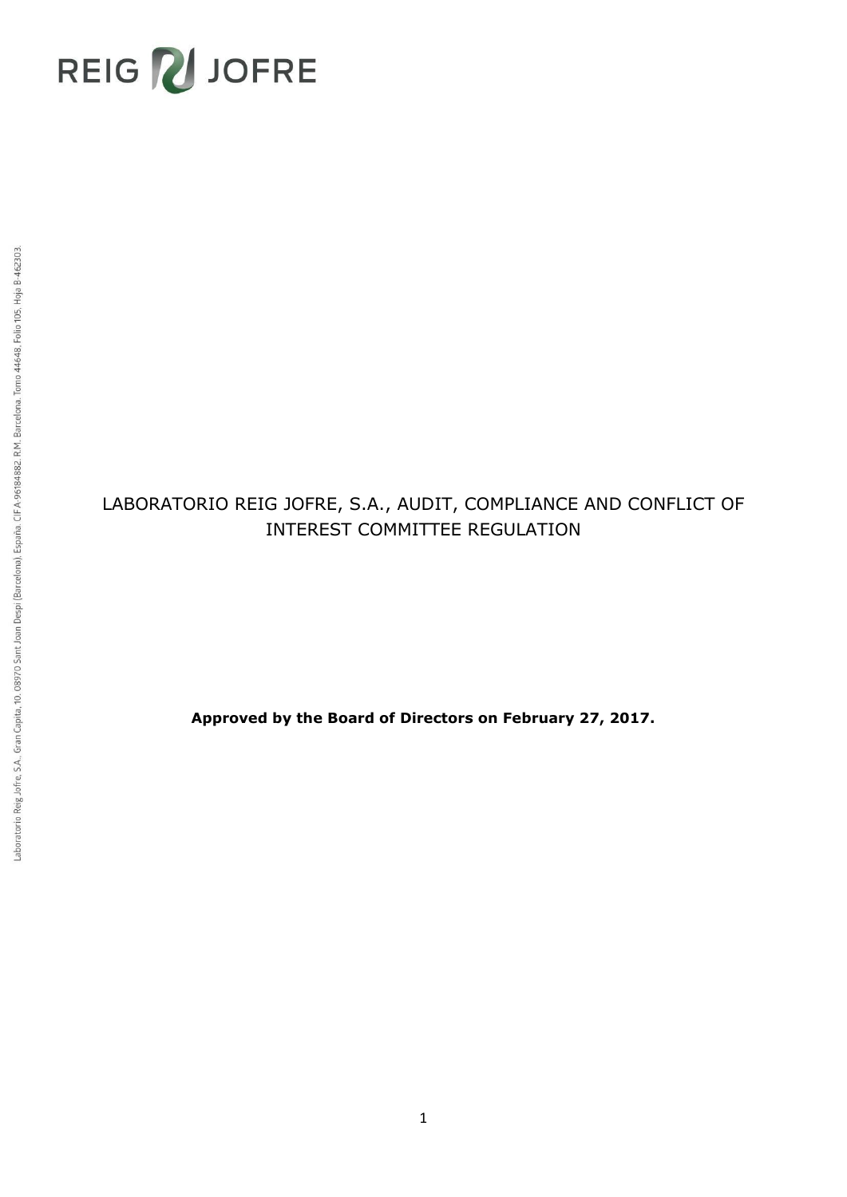REIG JOFRE

Laboratorio Reig Jofre, S.A., Gran Capita, 10, 08970 Sant Joan Despí (Barcelona), España. CIF A-96184882. R.M. Barcelona. Tomo 44648, Folio 105, Hoja B-462303.

# LABORATORIO REIG JOFRE, S.A., AUDIT, COMPLIANCE AND CONFLICT OF INTEREST COMMITTEE REGULATION

**Approved by the Board of Directors on February 27, 2017.**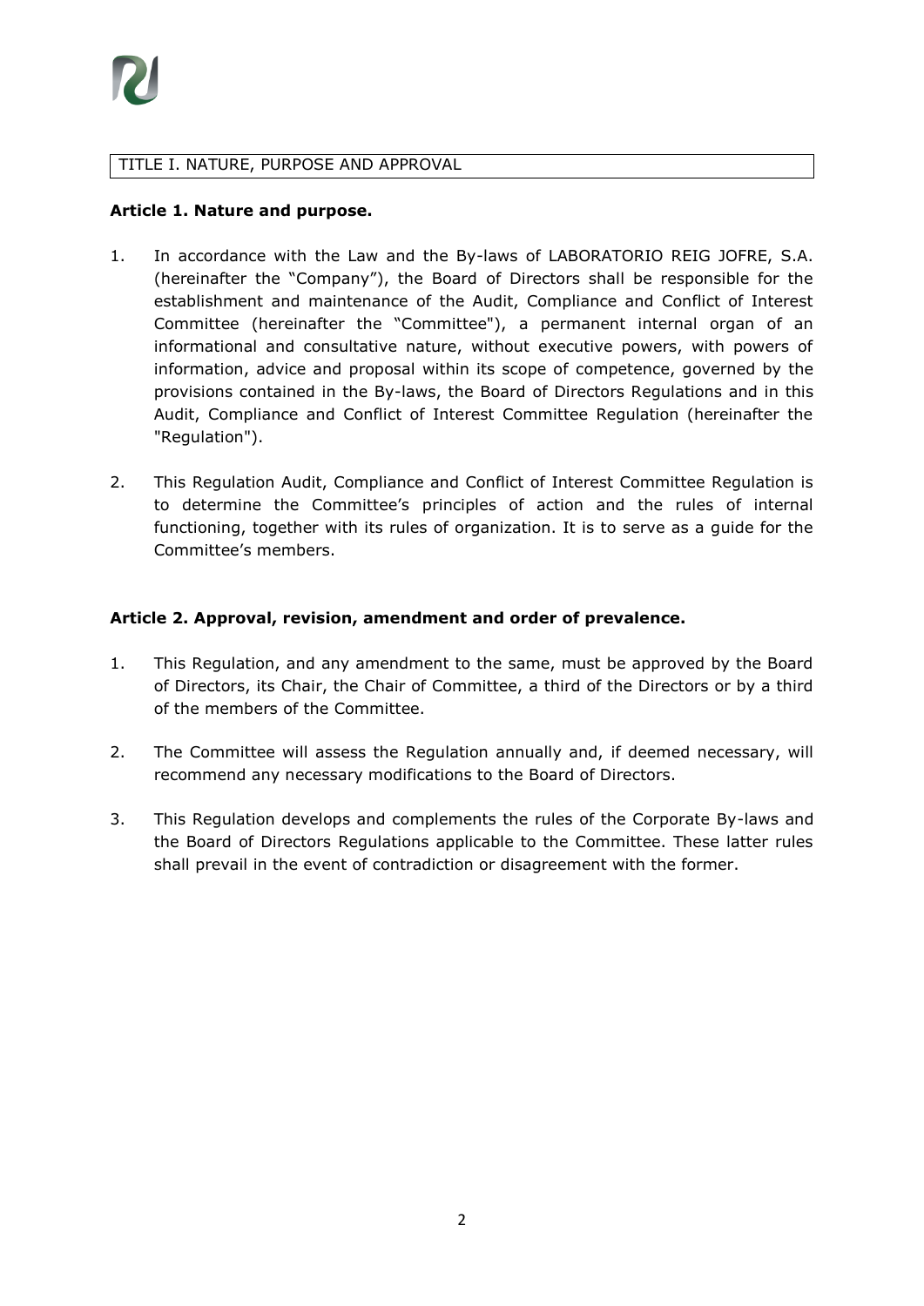## TITLE I. NATURE, PURPOSE AND APPROVAL

### Article 1. Nature and purpose.

1. In accordance with the Law and the By-laws of LABORATORIO REIG JOFRE, S.A. (hereinafter the "Company"), the Board of Directors shall be responsible for the establishment and maintenance of the Audit, Compliance and Conflict of Interest Committee (hereinafter the "Committee"), a permanent internal organ of an informational and consultative nature, without executive powers, with powers of information, advice and proposal within its scope of competence, governed by the provisions contained in the By-laws, the Board of Directors Regulations and in this Audit, Compliance and Conflict of Interest Committee Regulation (hereinafter the "Regulation").

2. This Regulation Audit, Compliance and Conflict of Interest Committee Regulation is to determine the Committee's principles of action and the rules of internal functioning, together with its rules of organization. It is to serve as a guide for the Committee's members.

### Article 2. Approval, revision, amendment and order of prevalence.

1. This Regulation, and any amendment to the same, must be approved by the Board of Directors, its Chair, the Chair of Committee, a third of the Directors or by a third of the members of the Committee.

2. The Committee will assess the Regulation annually and, if deemed necessary, will recommend any necessary modifications to the Board of Directors.

3. This Regulation develops and complements the rules of the Corporate By-laws and the Board of Directors Regulations applicable to the Committee. These latter rules shall prevail in the event of contradiction or disagreement with the former.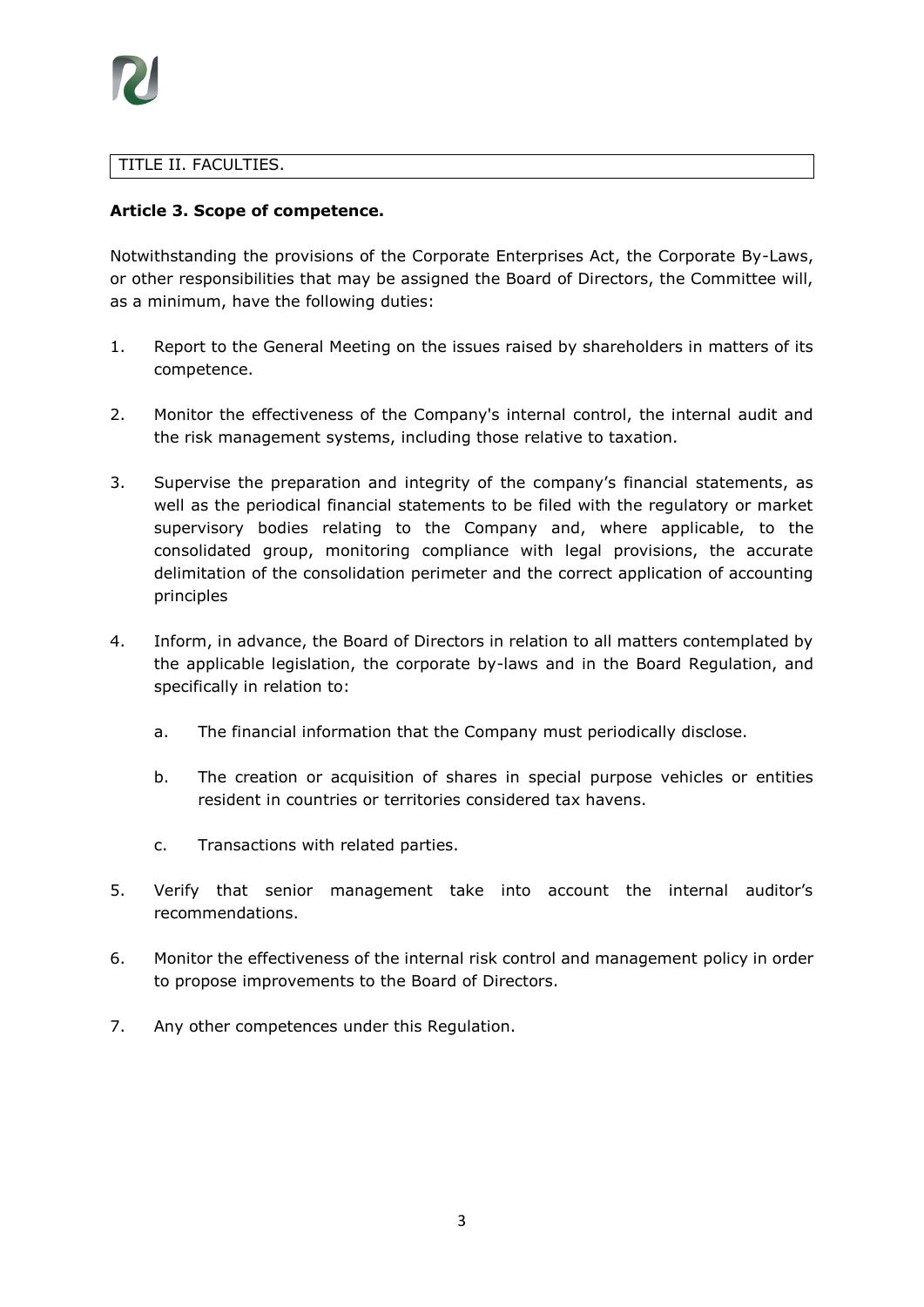## TITLE II. FACULTIES.

**Article 3. Scope of competence.**

Notwithstanding the provisions of the Corporate Enterprises Act, the Corporate By-Laws, or other responsibilities that may be assigned the Board of Directors, the Committee will, as a minimum, have the following duties:

1. Report to the General Meeting on the issues raised by shareholders in matters of its competence.

2. Monitor the effectiveness of the Company's internal control, the internal audit and the risk management systems, including those relative to taxation.

3. Supervise the preparation and integrity of the company's financial statements, as well as the periodical financial statements to be filed with the regulatory or market supervisory bodies relating to the Company and, where applicable, to the consolidated group, monitoring compliance with legal provisions, the accurate delimitation of the consolidation perimeter and the correct application of accounting principles

4. Inform, in advance, the Board of Directors in relation to all matters contemplated by the applicable legislation, the corporate by-laws and in the Board Regulation, and specifically in relation to:

   a. The financial information that the Company must periodically disclose.

   b. The creation or acquisition of shares in special purpose vehicles or entities resident in countries or territories considered tax havens.

   c. Transactions with related parties.

5. Verify that senior management take into account the internal auditor's recommendations.

6. Monitor the effectiveness of the internal risk control and management policy in order to propose improvements to the Board of Directors.

7. Any other competences under this Regulation.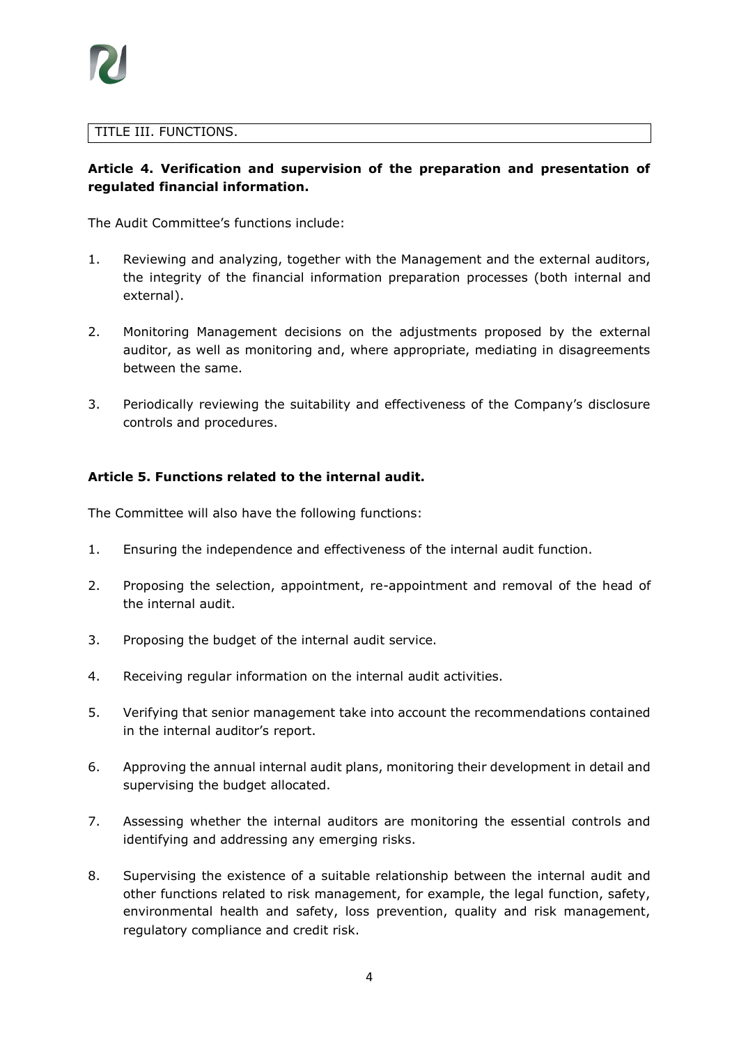## TITLE III. FUNCTIONS.

### Article 4. Verification and supervision of the preparation and presentation of regulated financial information.

The Audit Committee's functions include:

1. Reviewing and analyzing, together with the Management and the external auditors, the integrity of the financial information preparation processes (both internal and external).

2. Monitoring Management decisions on the adjustments proposed by the external auditor, as well as monitoring and, where appropriate, mediating in disagreements between the same.

3. Periodically reviewing the suitability and effectiveness of the Company's disclosure controls and procedures.

### Article 5. Functions related to the internal audit.

The Committee will also have the following functions:

1. Ensuring the independence and effectiveness of the internal audit function.

2. Proposing the selection, appointment, re-appointment and removal of the head of the internal audit.

3. Proposing the budget of the internal audit service.

4. Receiving regular information on the internal audit activities.

5. Verifying that senior management take into account the recommendations contained in the internal auditor's report.

6. Approving the annual internal audit plans, monitoring their development in detail and supervising the budget allocated.

7. Assessing whether the internal auditors are monitoring the essential controls and identifying and addressing any emerging risks.

8. Supervising the existence of a suitable relationship between the internal audit and other functions related to risk management, for example, the legal function, safety, environmental health and safety, loss prevention, quality and risk management, regulatory compliance and credit risk.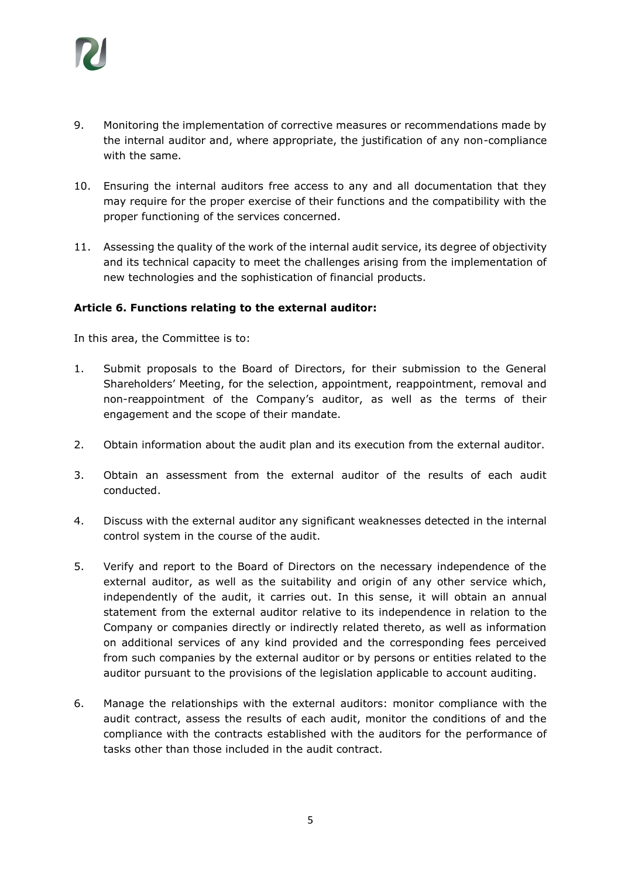9. Monitoring the implementation of corrective measures or recommendations made by the internal auditor and, where appropriate, the justification of any non-compliance with the same.

10. Ensuring the internal auditors free access to any and all documentation that they may require for the proper exercise of their functions and the compatibility with the proper functioning of the services concerned.

11. Assessing the quality of the work of the internal audit service, its degree of objectivity and its technical capacity to meet the challenges arising from the implementation of new technologies and the sophistication of financial products.

**Article 6. Functions relating to the external auditor:**

In this area, the Committee is to:

1. Submit proposals to the Board of Directors, for their submission to the General Shareholders' Meeting, for the selection, appointment, reappointment, removal and non-reappointment of the Company's auditor, as well as the terms of their engagement and the scope of their mandate.

2. Obtain information about the audit plan and its execution from the external auditor.

3. Obtain an assessment from the external auditor of the results of each audit conducted.

4. Discuss with the external auditor any significant weaknesses detected in the internal control system in the course of the audit.

5. Verify and report to the Board of Directors on the necessary independence of the external auditor, as well as the suitability and origin of any other service which, independently of the audit, it carries out. In this sense, it will obtain an annual statement from the external auditor relative to its independence in relation to the Company or companies directly or indirectly related thereto, as well as information on additional services of any kind provided and the corresponding fees perceived from such companies by the external auditor or by persons or entities related to the auditor pursuant to the provisions of the legislation applicable to account auditing.

6. Manage the relationships with the external auditors: monitor compliance with the audit contract, assess the results of each audit, monitor the conditions of and the compliance with the contracts established with the auditors for the performance of tasks other than those included in the audit contract.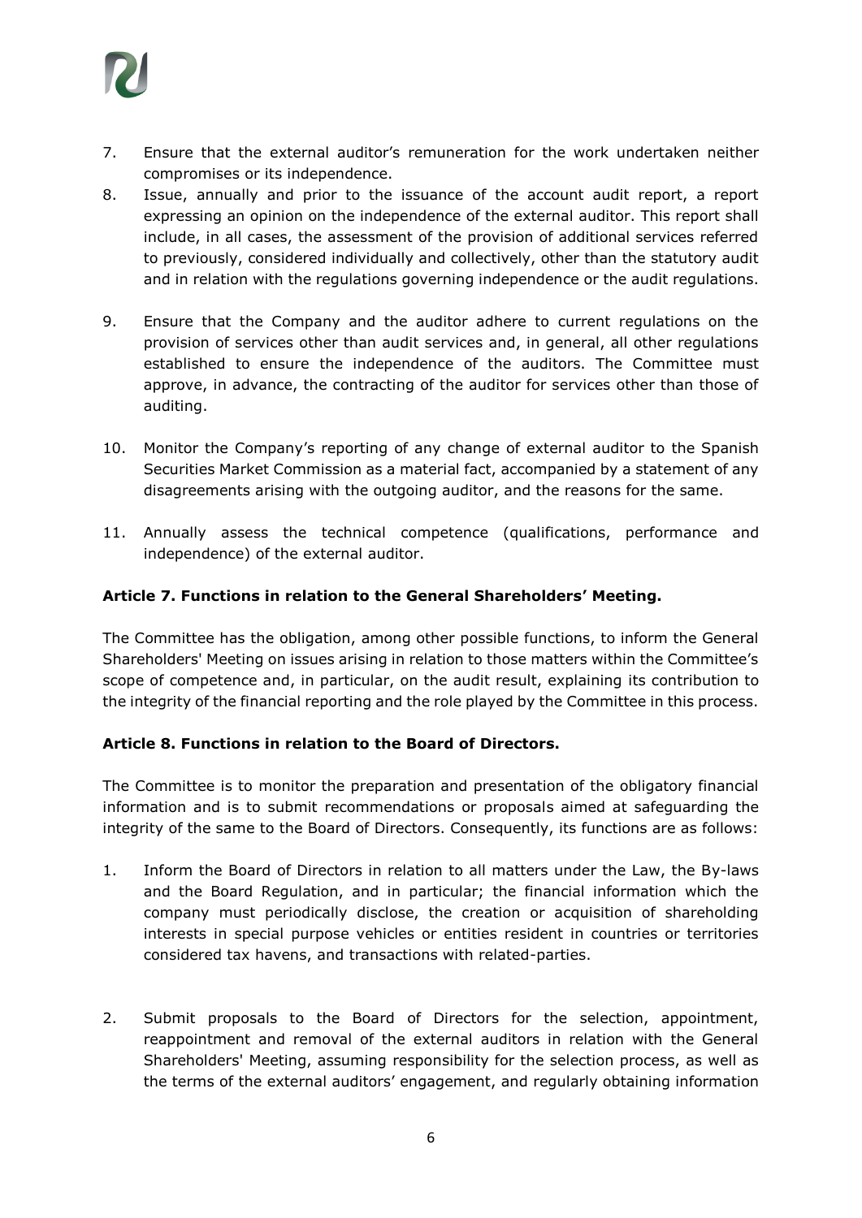7. Ensure that the external auditor's remuneration for the work undertaken neither compromises or its independence.
8. Issue, annually and prior to the issuance of the account audit report, a report expressing an opinion on the independence of the external auditor. This report shall include, in all cases, the assessment of the provision of additional services referred to previously, considered individually and collectively, other than the statutory audit and in relation with the regulations governing independence or the audit regulations.
9. Ensure that the Company and the auditor adhere to current regulations on the provision of services other than audit services and, in general, all other regulations established to ensure the independence of the auditors. The Committee must approve, in advance, the contracting of the auditor for services other than those of auditing.
10. Monitor the Company's reporting of any change of external auditor to the Spanish Securities Market Commission as a material fact, accompanied by a statement of any disagreements arising with the outgoing auditor, and the reasons for the same.
11. Annually assess the technical competence (qualifications, performance and independence) of the external auditor.

**Article 7. Functions in relation to the General Shareholders' Meeting.**

The Committee has the obligation, among other possible functions, to inform the General Shareholders' Meeting on issues arising in relation to those matters within the Committee's scope of competence and, in particular, on the audit result, explaining its contribution to the integrity of the financial reporting and the role played by the Committee in this process.

**Article 8. Functions in relation to the Board of Directors.**

The Committee is to monitor the preparation and presentation of the obligatory financial information and is to submit recommendations or proposals aimed at safeguarding the integrity of the same to the Board of Directors. Consequently, its functions are as follows:

1. Inform the Board of Directors in relation to all matters under the Law, the By-laws and the Board Regulation, and in particular; the financial information which the company must periodically disclose, the creation or acquisition of shareholding interests in special purpose vehicles or entities resident in countries or territories considered tax havens, and transactions with related-parties.
2. Submit proposals to the Board of Directors for the selection, appointment, reappointment and removal of the external auditors in relation with the General Shareholders' Meeting, assuming responsibility for the selection process, as well as the terms of the external auditors' engagement, and regularly obtaining information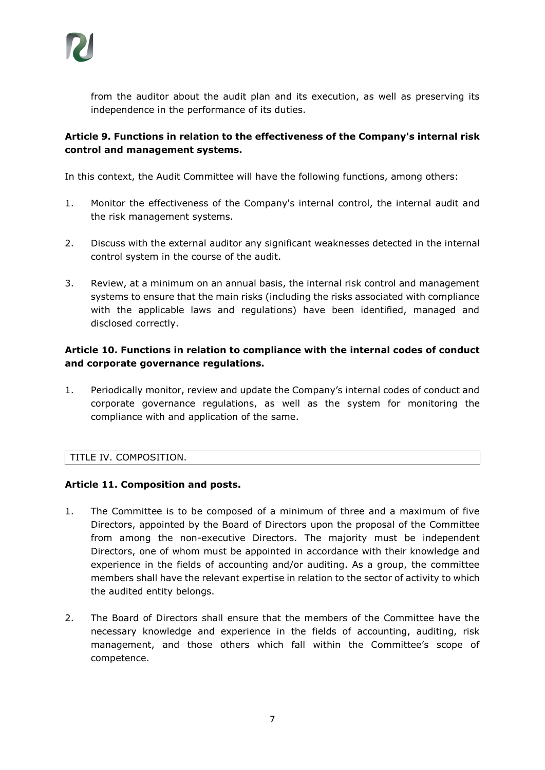from the auditor about the audit plan and its execution, as well as preserving its independence in the performance of its duties.

**Article 9. Functions in relation to the effectiveness of the Company's internal risk control and management systems.**

In this context, the Audit Committee will have the following functions, among others:

1. Monitor the effectiveness of the Company's internal control, the internal audit and the risk management systems.

2. Discuss with the external auditor any significant weaknesses detected in the internal control system in the course of the audit.

3. Review, at a minimum on an annual basis, the internal risk control and management systems to ensure that the main risks (including the risks associated with compliance with the applicable laws and regulations) have been identified, managed and disclosed correctly.

**Article 10. Functions in relation to compliance with the internal codes of conduct and corporate governance regulations.**

1. Periodically monitor, review and update the Company's internal codes of conduct and corporate governance regulations, as well as the system for monitoring the compliance with and application of the same.

## TITLE IV. COMPOSITION.

**Article 11. Composition and posts.**

1. The Committee is to be composed of a minimum of three and a maximum of five Directors, appointed by the Board of Directors upon the proposal of the Committee from among the non-executive Directors. The majority must be independent Directors, one of whom must be appointed in accordance with their knowledge and experience in the fields of accounting and/or auditing. As a group, the committee members shall have the relevant expertise in relation to the sector of activity to which the audited entity belongs.

2. The Board of Directors shall ensure that the members of the Committee have the necessary knowledge and experience in the fields of accounting, auditing, risk management, and those others which fall within the Committee's scope of competence.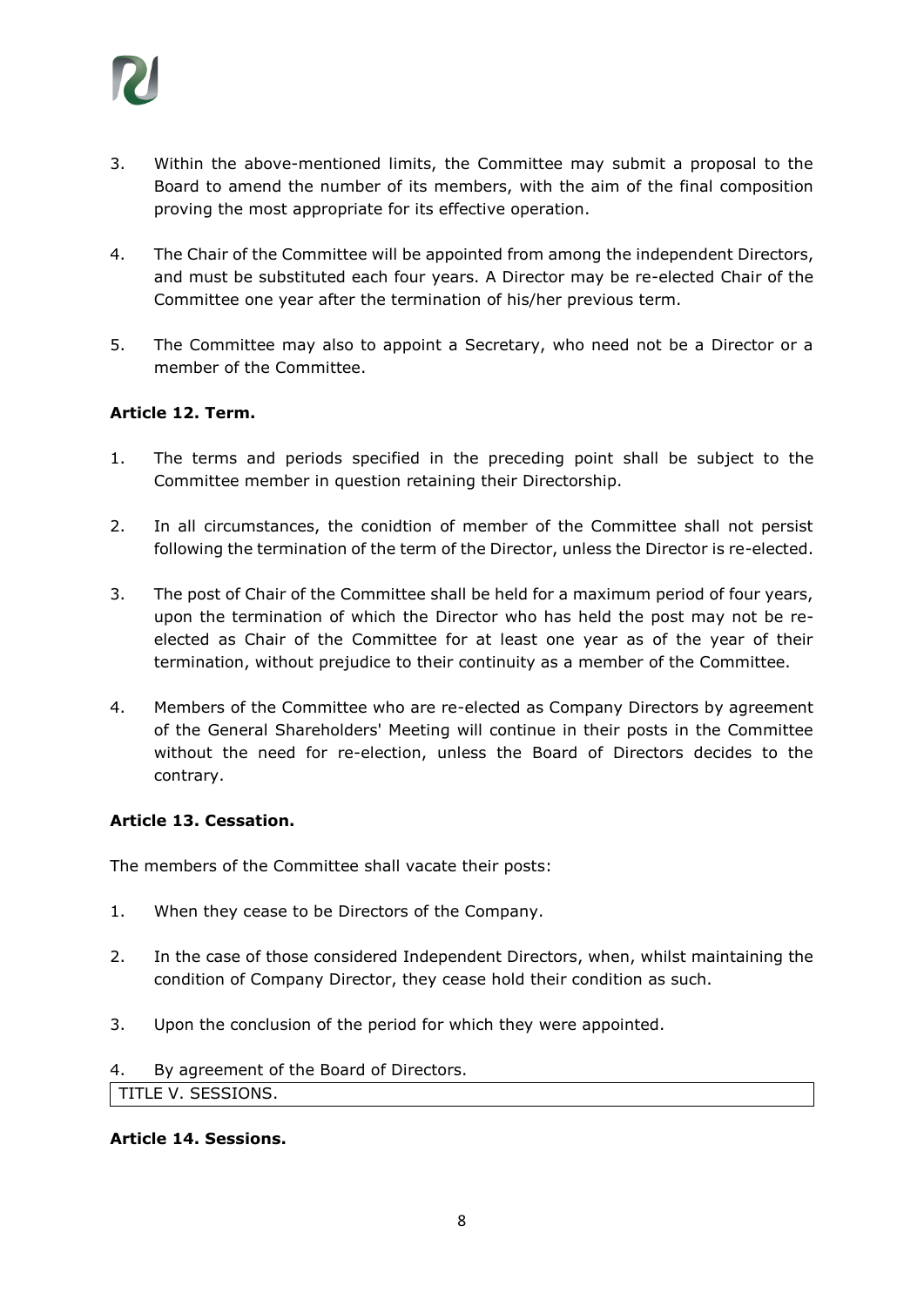3. Within the above-mentioned limits, the Committee may submit a proposal to the Board to amend the number of its members, with the aim of the final composition proving the most appropriate for its effective operation.

4. The Chair of the Committee will be appointed from among the independent Directors, and must be substituted each four years. A Director may be re-elected Chair of the Committee one year after the termination of his/her previous term.

5. The Committee may also to appoint a Secretary, who need not be a Director or a member of the Committee.

**Article 12. Term.**

1. The terms and periods specified in the preceding point shall be subject to the Committee member in question retaining their Directorship.

2. In all circumstances, the conidtion of member of the Committee shall not persist following the termination of the term of the Director, unless the Director is re-elected.

3. The post of Chair of the Committee shall be held for a maximum period of four years, upon the termination of which the Director who has held the post may not be re-elected as Chair of the Committee for at least one year as of the year of their termination, without prejudice to their continuity as a member of the Committee.

4. Members of the Committee who are re-elected as Company Directors by agreement of the General Shareholders' Meeting will continue in their posts in the Committee without the need for re-election, unless the Board of Directors decides to the contrary.

**Article 13. Cessation.**

The members of the Committee shall vacate their posts:

1. When they cease to be Directors of the Company.

2. In the case of those considered Independent Directors, when, whilst maintaining the condition of Company Director, they cease hold their condition as such.

3. Upon the conclusion of the period for which they were appointed.

4. By agreement of the Board of Directors.

## TITLE V. SESSIONS.

**Article 14. Sessions.**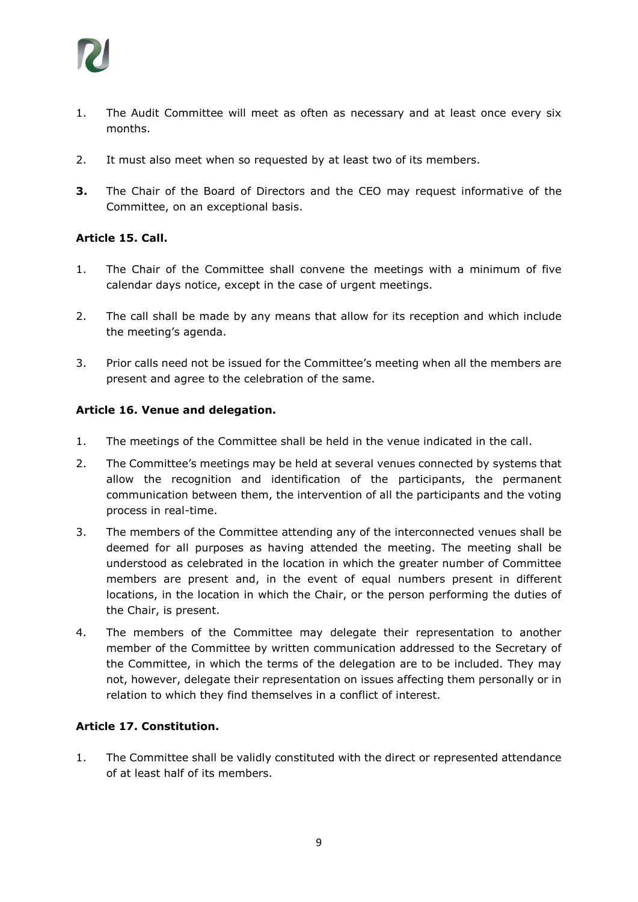1. The Audit Committee will meet as often as necessary and at least once every six months.

2. It must also meet when so requested by at least two of its members.

**3.** The Chair of the Board of Directors and the CEO may request informative of the Committee, on an exceptional basis.

**Article 15. Call.**

1. The Chair of the Committee shall convene the meetings with a minimum of five calendar days notice, except in the case of urgent meetings.

2. The call shall be made by any means that allow for its reception and which include the meeting's agenda.

3. Prior calls need not be issued for the Committee's meeting when all the members are present and agree to the celebration of the same.

**Article 16. Venue and delegation.**

1. The meetings of the Committee shall be held in the venue indicated in the call.
2. The Committee's meetings may be held at several venues connected by systems that allow the recognition and identification of the participants, the permanent communication between them, the intervention of all the participants and the voting process in real-time.
3. The members of the Committee attending any of the interconnected venues shall be deemed for all purposes as having attended the meeting. The meeting shall be understood as celebrated in the location in which the greater number of Committee members are present and, in the event of equal numbers present in different locations, in the location in which the Chair, or the person performing the duties of the Chair, is present.
4. The members of the Committee may delegate their representation to another member of the Committee by written communication addressed to the Secretary of the Committee, in which the terms of the delegation are to be included. They may not, however, delegate their representation on issues affecting them personally or in relation to which they find themselves in a conflict of interest.

**Article 17. Constitution.**

1. The Committee shall be validly constituted with the direct or represented attendance of at least half of its members.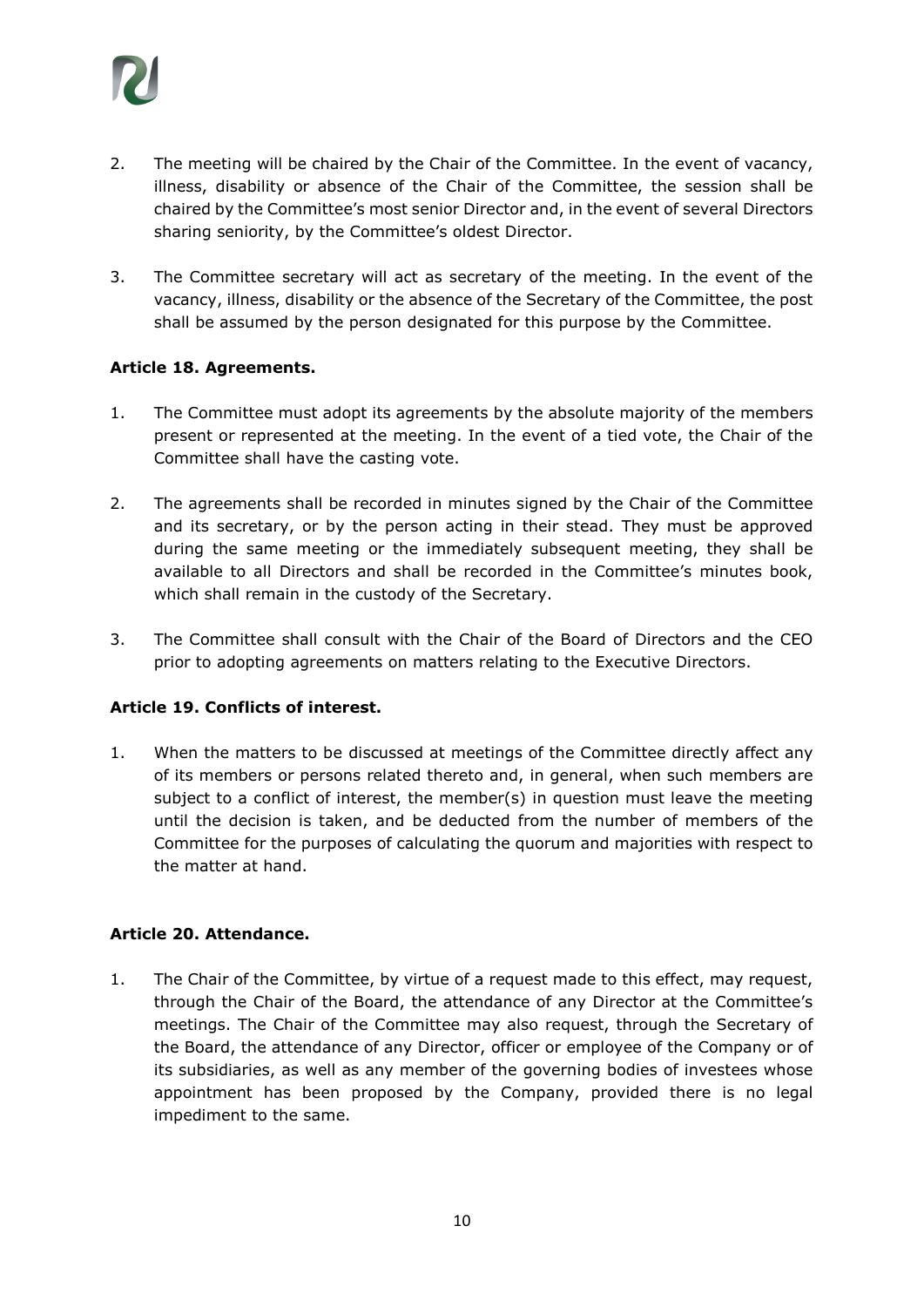2. The meeting will be chaired by the Chair of the Committee. In the event of vacancy, illness, disability or absence of the Chair of the Committee, the session shall be chaired by the Committee's most senior Director and, in the event of several Directors sharing seniority, by the Committee's oldest Director.

3. The Committee secretary will act as secretary of the meeting. In the event of the vacancy, illness, disability or the absence of the Secretary of the Committee, the post shall be assumed by the person designated for this purpose by the Committee.

**Article 18. Agreements.**

1. The Committee must adopt its agreements by the absolute majority of the members present or represented at the meeting. In the event of a tied vote, the Chair of the Committee shall have the casting vote.

2. The agreements shall be recorded in minutes signed by the Chair of the Committee and its secretary, or by the person acting in their stead. They must be approved during the same meeting or the immediately subsequent meeting, they shall be available to all Directors and shall be recorded in the Committee's minutes book, which shall remain in the custody of the Secretary.

3. The Committee shall consult with the Chair of the Board of Directors and the CEO prior to adopting agreements on matters relating to the Executive Directors.

**Article 19. Conflicts of interest.**

1. When the matters to be discussed at meetings of the Committee directly affect any of its members or persons related thereto and, in general, when such members are subject to a conflict of interest, the member(s) in question must leave the meeting until the decision is taken, and be deducted from the number of members of the Committee for the purposes of calculating the quorum and majorities with respect to the matter at hand.

**Article 20. Attendance.**

1. The Chair of the Committee, by virtue of a request made to this effect, may request, through the Chair of the Board, the attendance of any Director at the Committee's meetings. The Chair of the Committee may also request, through the Secretary of the Board, the attendance of any Director, officer or employee of the Company or of its subsidiaries, as well as any member of the governing bodies of investees whose appointment has been proposed by the Company, provided there is no legal impediment to the same.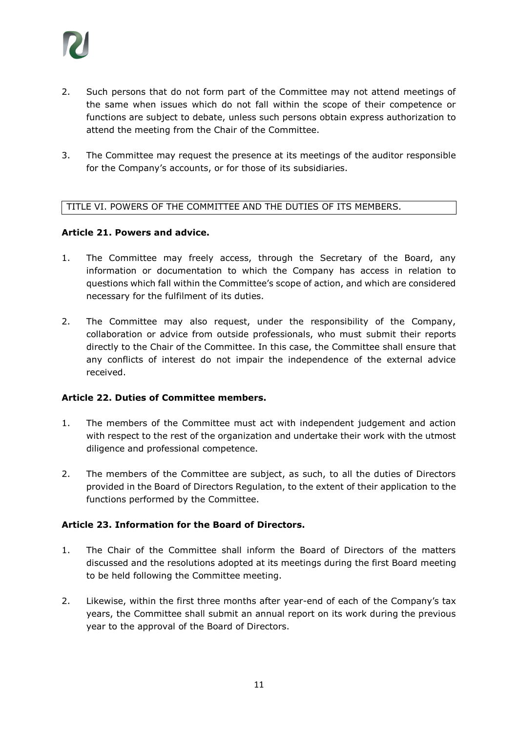2. Such persons that do not form part of the Committee may not attend meetings of the same when issues which do not fall within the scope of their competence or functions are subject to debate, unless such persons obtain express authorization to attend the meeting from the Chair of the Committee.

3. The Committee may request the presence at its meetings of the auditor responsible for the Company's accounts, or for those of its subsidiaries.

## TITLE VI. POWERS OF THE COMMITTEE AND THE DUTIES OF ITS MEMBERS.

**Article 21. Powers and advice.**

1. The Committee may freely access, through the Secretary of the Board, any information or documentation to which the Company has access in relation to questions which fall within the Committee's scope of action, and which are considered necessary for the fulfilment of its duties.

2. The Committee may also request, under the responsibility of the Company, collaboration or advice from outside professionals, who must submit their reports directly to the Chair of the Committee. In this case, the Committee shall ensure that any conflicts of interest do not impair the independence of the external advice received.

**Article 22. Duties of Committee members.**

1. The members of the Committee must act with independent judgement and action with respect to the rest of the organization and undertake their work with the utmost diligence and professional competence.

2. The members of the Committee are subject, as such, to all the duties of Directors provided in the Board of Directors Regulation, to the extent of their application to the functions performed by the Committee.

**Article 23. Information for the Board of Directors.**

1. The Chair of the Committee shall inform the Board of Directors of the matters discussed and the resolutions adopted at its meetings during the first Board meeting to be held following the Committee meeting.

2. Likewise, within the first three months after year-end of each of the Company's tax years, the Committee shall submit an annual report on its work during the previous year to the approval of the Board of Directors.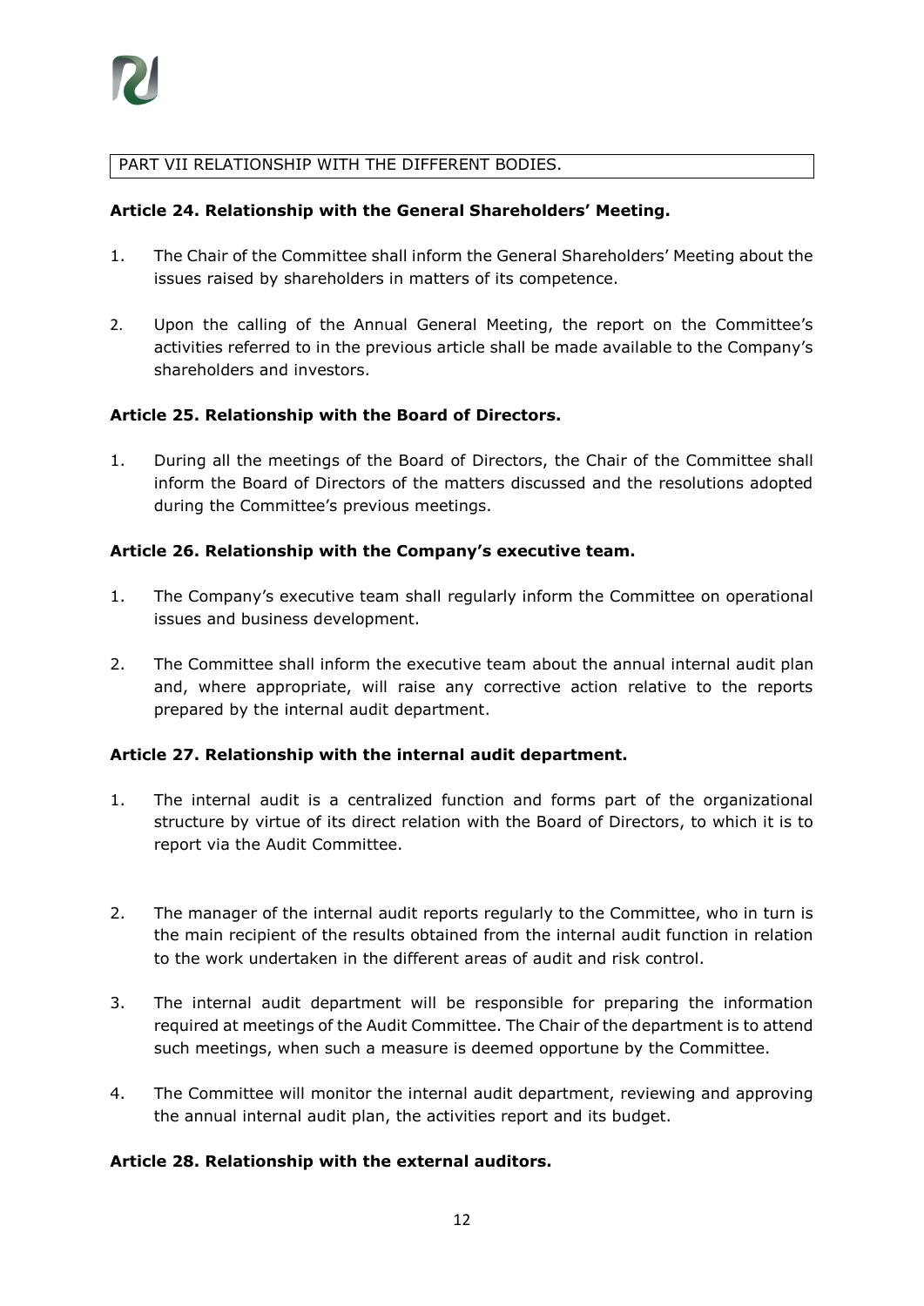PART VII RELATIONSHIP WITH THE DIFFERENT BODIES.

**Article 24. Relationship with the General Shareholders' Meeting.**

1. The Chair of the Committee shall inform the General Shareholders' Meeting about the issues raised by shareholders in matters of its competence.

2. Upon the calling of the Annual General Meeting, the report on the Committee's activities referred to in the previous article shall be made available to the Company's shareholders and investors.

**Article 25. Relationship with the Board of Directors.**

1. During all the meetings of the Board of Directors, the Chair of the Committee shall inform the Board of Directors of the matters discussed and the resolutions adopted during the Committee's previous meetings.

**Article 26. Relationship with the Company's executive team.**

1. The Company's executive team shall regularly inform the Committee on operational issues and business development.

2. The Committee shall inform the executive team about the annual internal audit plan and, where appropriate, will raise any corrective action relative to the reports prepared by the internal audit department.

**Article 27. Relationship with the internal audit department.**

1. The internal audit is a centralized function and forms part of the organizational structure by virtue of its direct relation with the Board of Directors, to which it is to report via the Audit Committee.

2. The manager of the internal audit reports regularly to the Committee, who in turn is the main recipient of the results obtained from the internal audit function in relation to the work undertaken in the different areas of audit and risk control.

3. The internal audit department will be responsible for preparing the information required at meetings of the Audit Committee. The Chair of the department is to attend such meetings, when such a measure is deemed opportune by the Committee.

4. The Committee will monitor the internal audit department, reviewing and approving the annual internal audit plan, the activities report and its budget.

**Article 28. Relationship with the external auditors.**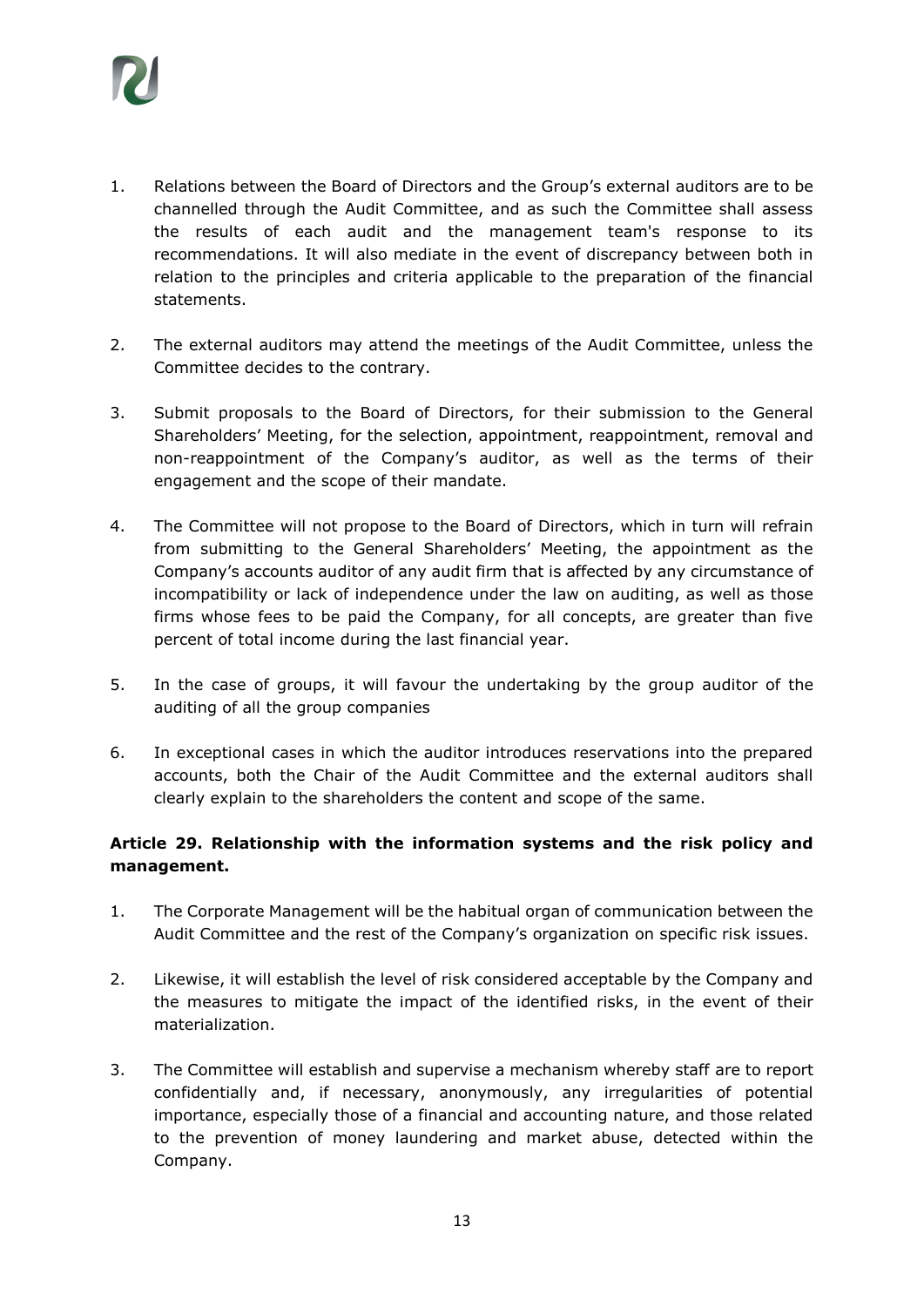1. Relations between the Board of Directors and the Group's external auditors are to be channelled through the Audit Committee, and as such the Committee shall assess the results of each audit and the management team's response to its recommendations. It will also mediate in the event of discrepancy between both in relation to the principles and criteria applicable to the preparation of the financial statements.

2. The external auditors may attend the meetings of the Audit Committee, unless the Committee decides to the contrary.

3. Submit proposals to the Board of Directors, for their submission to the General Shareholders' Meeting, for the selection, appointment, reappointment, removal and non-reappointment of the Company's auditor, as well as the terms of their engagement and the scope of their mandate.

4. The Committee will not propose to the Board of Directors, which in turn will refrain from submitting to the General Shareholders' Meeting, the appointment as the Company's accounts auditor of any audit firm that is affected by any circumstance of incompatibility or lack of independence under the law on auditing, as well as those firms whose fees to be paid the Company, for all concepts, are greater than five percent of total income during the last financial year.

5. In the case of groups, it will favour the undertaking by the group auditor of the auditing of all the group companies

6. In exceptional cases in which the auditor introduces reservations into the prepared accounts, both the Chair of the Audit Committee and the external auditors shall clearly explain to the shareholders the content and scope of the same.

### Article 29. Relationship with the information systems and the risk policy and management.

1. The Corporate Management will be the habitual organ of communication between the Audit Committee and the rest of the Company's organization on specific risk issues.

2. Likewise, it will establish the level of risk considered acceptable by the Company and the measures to mitigate the impact of the identified risks, in the event of their materialization.

3. The Committee will establish and supervise a mechanism whereby staff are to report confidentially and, if necessary, anonymously, any irregularities of potential importance, especially those of a financial and accounting nature, and those related to the prevention of money laundering and market abuse, detected within the Company.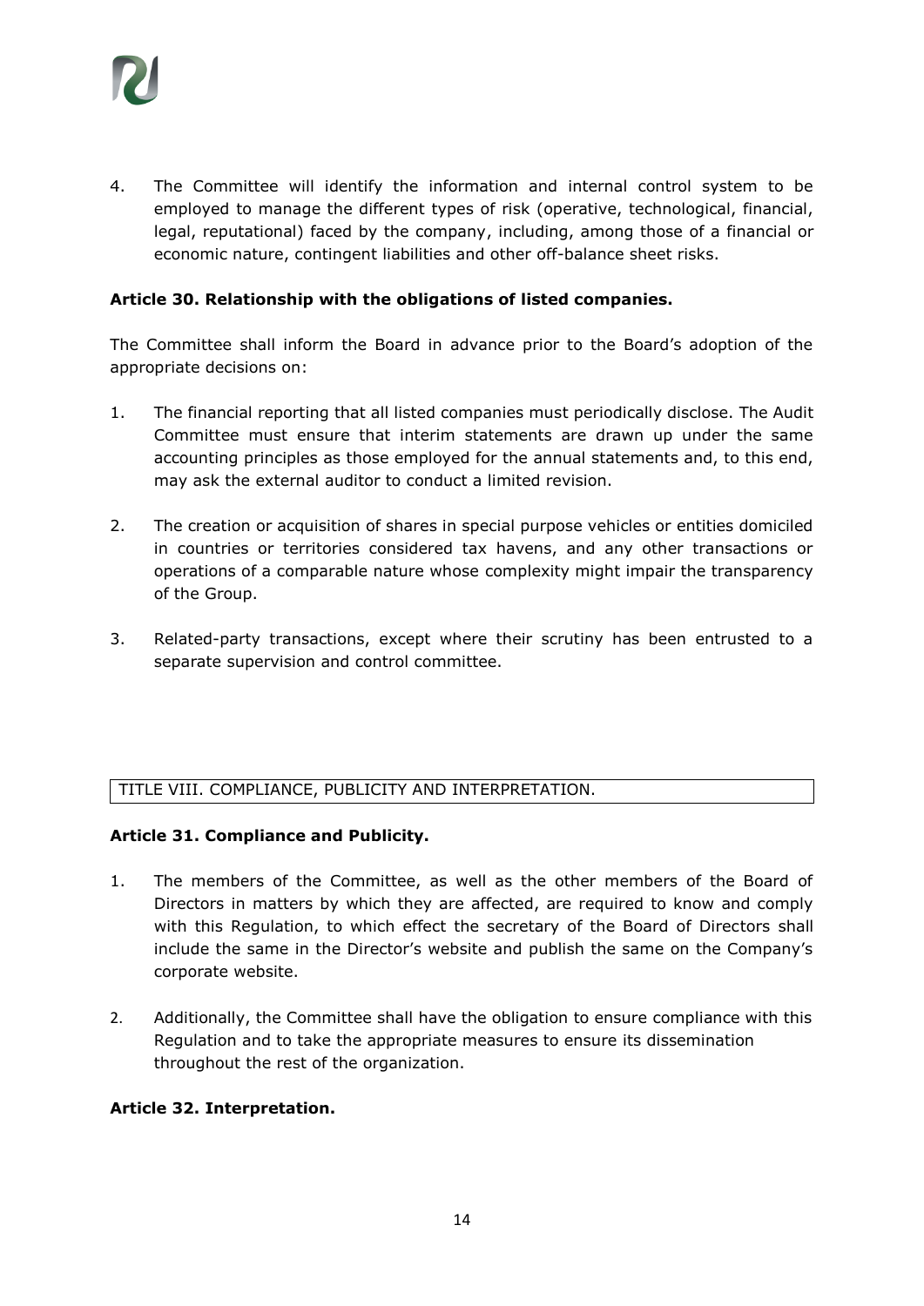4. The Committee will identify the information and internal control system to be employed to manage the different types of risk (operative, technological, financial, legal, reputational) faced by the company, including, among those of a financial or economic nature, contingent liabilities and other off-balance sheet risks.

**Article 30. Relationship with the obligations of listed companies.**

The Committee shall inform the Board in advance prior to the Board's adoption of the appropriate decisions on:

1. The financial reporting that all listed companies must periodically disclose. The Audit Committee must ensure that interim statements are drawn up under the same accounting principles as those employed for the annual statements and, to this end, may ask the external auditor to conduct a limited revision.

2. The creation or acquisition of shares in special purpose vehicles or entities domiciled in countries or territories considered tax havens, and any other transactions or operations of a comparable nature whose complexity might impair the transparency of the Group.

3. Related-party transactions, except where their scrutiny has been entrusted to a separate supervision and control committee.

## TITLE VIII. COMPLIANCE, PUBLICITY AND INTERPRETATION.

**Article 31. Compliance and Publicity.**

1. The members of the Committee, as well as the other members of the Board of Directors in matters by which they are affected, are required to know and comply with this Regulation, to which effect the secretary of the Board of Directors shall include the same in the Director's website and publish the same on the Company's corporate website.

2. Additionally, the Committee shall have the obligation to ensure compliance with this Regulation and to take the appropriate measures to ensure its dissemination throughout the rest of the organization.

**Article 32. Interpretation.**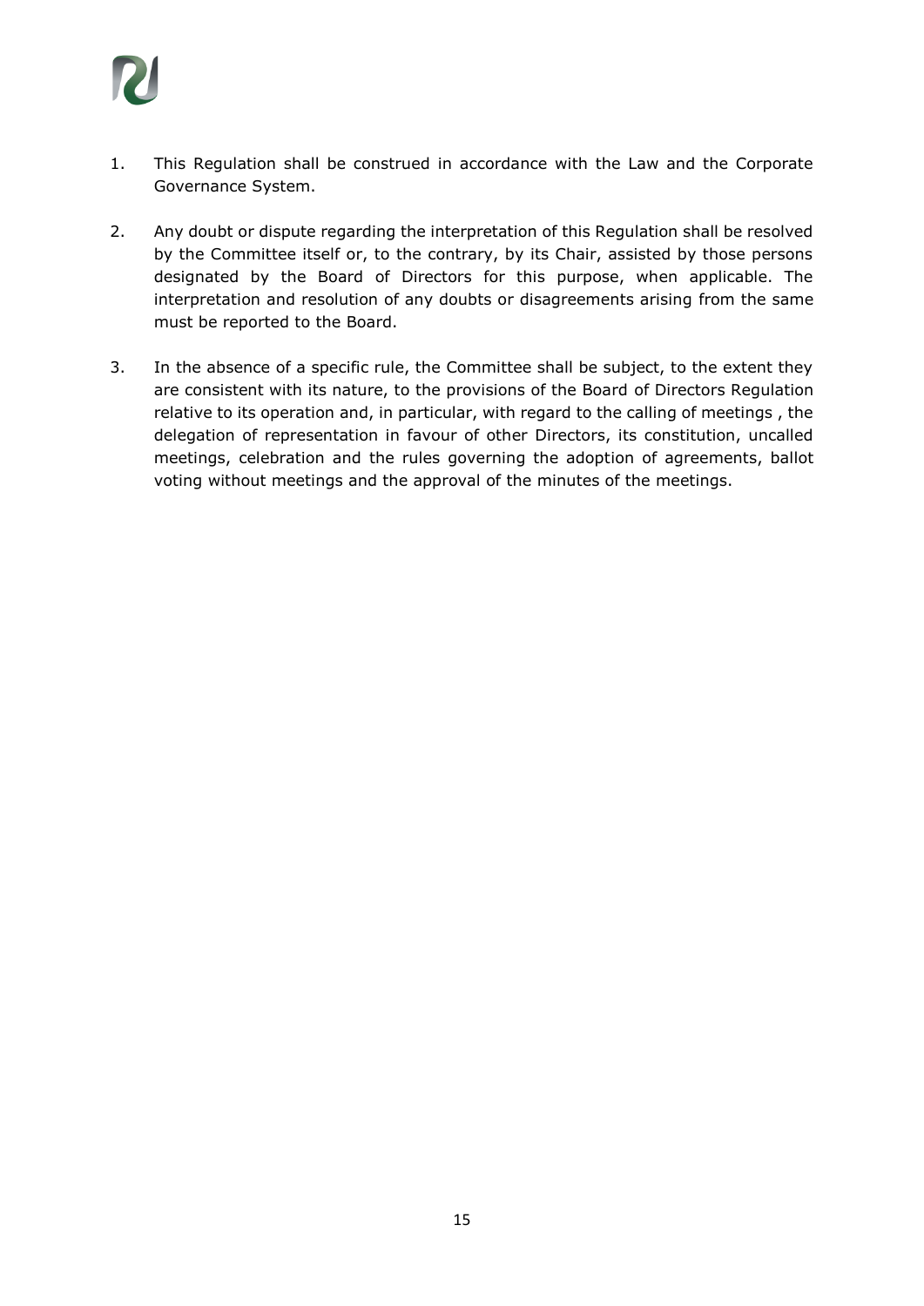1. This Regulation shall be construed in accordance with the Law and the Corporate Governance System.

2. Any doubt or dispute regarding the interpretation of this Regulation shall be resolved by the Committee itself or, to the contrary, by its Chair, assisted by those persons designated by the Board of Directors for this purpose, when applicable. The interpretation and resolution of any doubts or disagreements arising from the same must be reported to the Board.

3. In the absence of a specific rule, the Committee shall be subject, to the extent they are consistent with its nature, to the provisions of the Board of Directors Regulation relative to its operation and, in particular, with regard to the calling of meetings , the delegation of representation in favour of other Directors, its constitution, uncalled meetings, celebration and the rules governing the adoption of agreements, ballot voting without meetings and the approval of the minutes of the meetings.